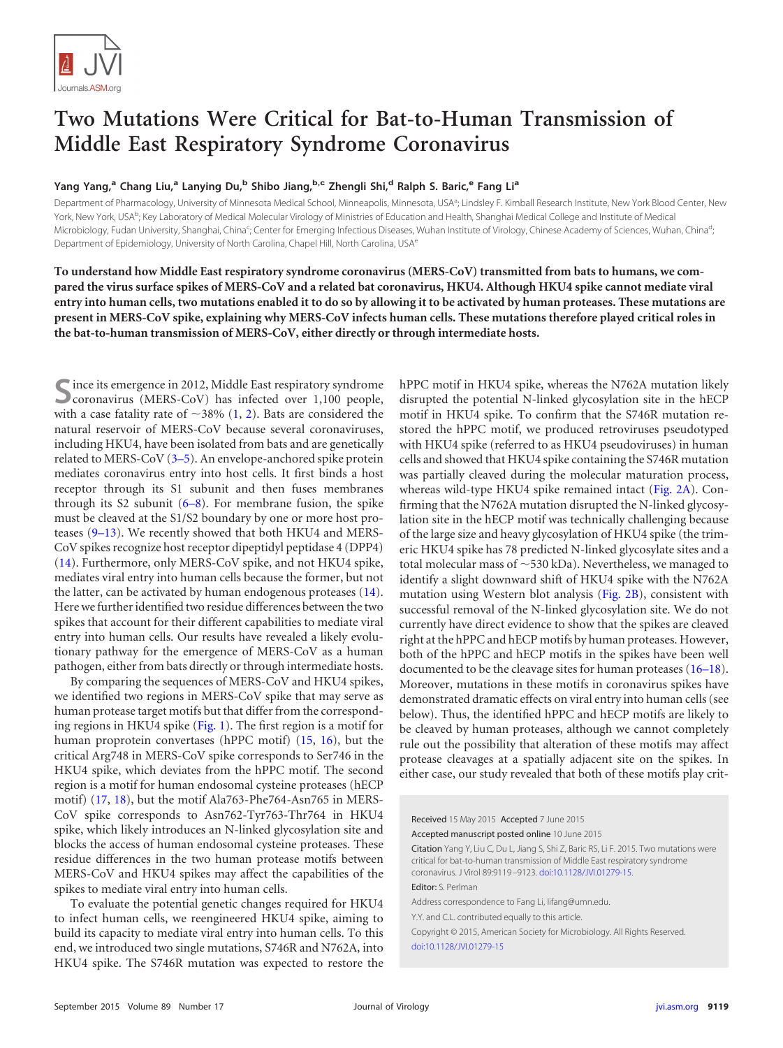# Two Mutations Were Critical for Bat-to-Human Transmission of Middle East Respiratory Syndrome Coronavirus

**Yang Yang,[a] Chang Liu,[a] Lanying Du,[b] Shibo Jiang,[b,c] Zhengli Shi,[d] Ralph S. Baric,[e] Fang Li[a]**

Department of Pharmacology, University of Minnesota Medical School, Minneapolis, Minnesota, USA[a]; Lindsley F. Kimball Research Institute, New York Blood Center, New York, New York, USA[b]; Key Laboratory of Medical Molecular Virology of Ministries of Education and Health, Shanghai Medical College and Institute of Medical Microbiology, Fudan University, Shanghai, China[c]; Center for Emerging Infectious Diseases, Wuhan Institute of Virology, Chinese Academy of Sciences, Wuhan, China[d]; Department of Epidemiology, University of North Carolina, Chapel Hill, North Carolina, USA[e]

**To understand how Middle East respiratory syndrome coronavirus (MERS-CoV) transmitted from bats to humans, we compared the virus surface spikes of MERS-CoV and a related bat coronavirus, HKU4. Although HKU4 spike cannot mediate viral entry into human cells, two mutations enabled it to do so by allowing it to be activated by human proteases. These mutations are present in MERS-CoV spike, explaining why MERS-CoV infects human cells. These mutations therefore played critical roles in the bat-to-human transmission of MERS-CoV, either directly or through intermediate hosts.**

Since its emergence in 2012, Middle East respiratory syndrome coronavirus (MERS-CoV) has infected over 1,100 people, with a case fatality rate of ~38% (1, 2). Bats are considered the natural reservoir of MERS-CoV because several coronaviruses, including HKU4, have been isolated from bats and are genetically related to MERS-CoV (3–5). An envelope-anchored spike protein mediates coronavirus entry into host cells. It first binds a host receptor through its S1 subunit and then fuses membranes through its S2 subunit (6–8). For membrane fusion, the spike must be cleaved at the S1/S2 boundary by one or more host proteases (9–13). We recently showed that both HKU4 and MERS-CoV spikes recognize host receptor dipeptidyl peptidase 4 (DPP4) (14). Furthermore, only MERS-CoV spike, and not HKU4 spike, mediates viral entry into human cells because the former, but not the latter, can be activated by human endogenous proteases (14). Here we further identified two residue differences between the two spikes that account for their different capabilities to mediate viral entry into human cells. Our results have revealed a likely evolutionary pathway for the emergence of MERS-CoV as a human pathogen, either from bats directly or through intermediate hosts.

By comparing the sequences of MERS-CoV and HKU4 spikes, we identified two regions in MERS-CoV spike that may serve as human protease target motifs but that differ from the corresponding regions in HKU4 spike (Fig. 1). The first region is a motif for human proprotein convertases (hPPC motif) (15, 16), but the critical Arg748 in MERS-CoV spike corresponds to Ser746 in the HKU4 spike, which deviates from the hPPC motif. The second region is a motif for human endosomal cysteine proteases (hECP motif) (17, 18), but the motif Ala763-Phe764-Asn765 in MERS-CoV spike corresponds to Asn762-Tyr763-Thr764 in HKU4 spike, which likely introduces an N-linked glycosylation site and blocks the access of human endosomal cysteine proteases. These residue differences in the two human protease motifs between MERS-CoV and HKU4 spikes may affect the capabilities of the spikes to mediate viral entry into human cells.

To evaluate the potential genetic changes required for HKU4 to infect human cells, we reengineered HKU4 spike, aiming to build its capacity to mediate viral entry into human cells. To this end, we introduced two single mutations, S746R and N762A, into HKU4 spike. The S746R mutation was expected to restore the hPPC motif in HKU4 spike, whereas the N762A mutation likely disrupted the potential N-linked glycosylation site in the hECP motif in HKU4 spike. To confirm that the S746R mutation restored the hPPC motif, we produced retroviruses pseudotyped with HKU4 spike (referred to as HKU4 pseudoviruses) in human cells and showed that HKU4 spike containing the S746R mutation was partially cleaved during the molecular maturation process, whereas wild-type HKU4 spike remained intact (Fig. 2A). Confirming that the N762A mutation disrupted the N-linked glycosylation site in the hECP motif was technically challenging because of the large size and heavy glycosylation of HKU4 spike (the trimeric HKU4 spike has 78 predicted N-linked glycosylate sites and a total molecular mass of ~530 kDa). Nevertheless, we managed to identify a slight downward shift of HKU4 spike with the N762A mutation using Western blot analysis (Fig. 2B), consistent with successful removal of the N-linked glycosylation site. We do not currently have direct evidence to show that the spikes are cleaved right at the hPPC and hECP motifs by human proteases. However, both of the hPPC and hECP motifs in the spikes have been well documented to be the cleavage sites for human proteases (16–18). Moreover, mutations in these motifs in coronavirus spikes have demonstrated dramatic effects on viral entry into human cells (see below). Thus, the identified hPPC and hECP motifs are likely to be cleaved by human proteases, although we cannot completely rule out the possibility that alteration of these motifs may affect protease cleavages at a spatially adjacent site on the spikes. In either case, our study revealed that both of these motifs play crit-

Received 15 May 2015 Accepted 7 June 2015

Accepted manuscript posted online 10 June 2015

Citation Yang Y, Liu C, Du L, Jiang S, Shi Z, Baric RS, Li F. 2015. Two mutations were critical for bat-to-human transmission of Middle East respiratory syndrome coronavirus. J Virol 89:9119–9123. doi:10.1128/JVI.01279-15.

Editor: S. Perlman

Address correspondence to Fang Li, lifang@umn.edu.

Y.Y. and C.L. contributed equally to this article.

Copyright © 2015, American Society for Microbiology. All Rights Reserved.

doi:10.1128/JVI.01279-15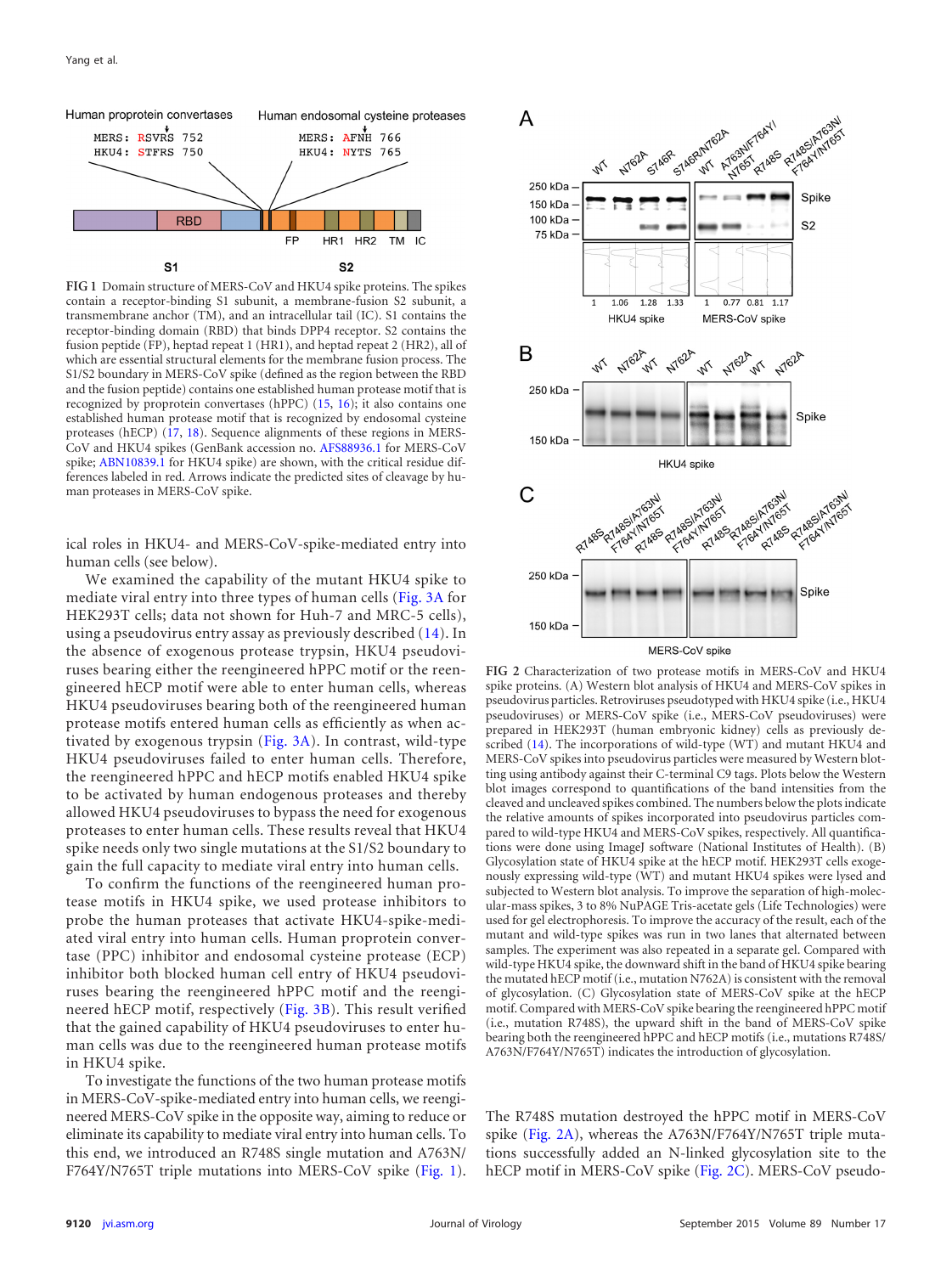FIG 1 Domain structure of MERS-CoV and HKU4 spike proteins. The spikes contain a receptor-binding S1 subunit, a membrane-fusion S2 subunit, a transmembrane anchor (TM), and an intracellular tail (IC). S1 contains the receptor-binding domain (RBD) that binds DPP4 receptor. S2 contains the fusion peptide (FP), heptad repeat 1 (HR1), and heptad repeat 2 (HR2), all of which are essential structural elements for the membrane fusion process. The S1/S2 boundary in MERS-CoV spike (defined as the region between the RBD and the fusion peptide) contains one established human protease motif that is recognized by proprotein convertases (hPPC) (15, 16); it also contains one established human protease motif that is recognized by endosomal cysteine proteases (hECP) (17, 18). Sequence alignments of these regions in MERS-CoV and HKU4 spikes (GenBank accession no. AFS88936.1 for MERS-CoV spike; ABN10839.1 for HKU4 spike) are shown, with the critical residue differences labeled in red. Arrows indicate the predicted sites of cleavage by human proteases in MERS-CoV spike.

ical roles in HKU4- and MERS-CoV-spike-mediated entry into human cells (see below).

We examined the capability of the mutant HKU4 spike to mediate viral entry into three types of human cells (Fig. 3A for HEK293T cells; data not shown for Huh-7 and MRC-5 cells), using a pseudovirus entry assay as previously described (14). In the absence of exogenous protease trypsin, HKU4 pseudoviruses bearing either the reengineered hPPC motif or the reengineered hECP motif were able to enter human cells, whereas HKU4 pseudoviruses bearing both of the reengineered human protease motifs entered human cells as efficiently as when activated by exogenous trypsin (Fig. 3A). In contrast, wild-type HKU4 pseudoviruses failed to enter human cells. Therefore, the reengineered hPPC and hECP motifs enabled HKU4 spike to be activated by human endogenous proteases and thereby allowed HKU4 pseudoviruses to bypass the need for exogenous proteases to enter human cells. These results reveal that HKU4 spike needs only two single mutations at the S1/S2 boundary to gain the full capacity to mediate viral entry into human cells.

To confirm the functions of the reengineered human protease motifs in HKU4 spike, we used protease inhibitors to probe the human proteases that activate HKU4-spike-mediated viral entry into human cells. Human proprotein convertase (PPC) inhibitor and endosomal cysteine protease (ECP) inhibitor both blocked human cell entry of HKU4 pseudoviruses bearing the reengineered hPPC motif and the reengineered hECP motif, respectively (Fig. 3B). This result verified that the gained capability of HKU4 pseudoviruses to enter human cells was due to the reengineered human protease motifs in HKU4 spike.

To investigate the functions of the two human protease motifs in MERS-CoV-spike-mediated entry into human cells, we reengineered MERS-CoV spike in the opposite way, aiming to reduce or eliminate its capability to mediate viral entry into human cells. To this end, we introduced an R748S single mutation and A763N/F764Y/N765T triple mutations into MERS-CoV spike (Fig. 1).

FIG 2 Characterization of two protease motifs in MERS-CoV and HKU4 spike proteins. (A) Western blot analysis of HKU4 and MERS-CoV spikes in pseudovirus particles. Retroviruses pseudotyped with HKU4 spike (i.e., HKU4 pseudoviruses) or MERS-CoV spike (i.e., MERS-CoV pseudoviruses) were prepared in HEK293T (human embryonic kidney) cells as previously described (14). The incorporations of wild-type (WT) and mutant HKU4 and MERS-CoV spikes into pseudovirus particles were measured by Western blotting using antibody against their C-terminal C9 tags. Plots below the Western blot images correspond to quantifications of the band intensities from the cleaved and uncleaved spikes combined. The numbers below the plots indicate the relative amounts of spikes incorporated into pseudovirus particles compared to wild-type HKU4 and MERS-CoV spikes, respectively. All quantifications were done using ImageJ software (National Institutes of Health). (B) Glycosylation state of HKU4 spike at the hECP motif. HEK293T cells exogenously expressing wild-type (WT) and mutant HKU4 spikes were lysed and subjected to Western blot analysis. To improve the separation of high-molecular-mass spikes, 3 to 8% NuPAGE Tris-acetate gels (Life Technologies) were used for gel electrophoresis. To improve the accuracy of the result, each of the mutant and wild-type spikes was run in two lanes that alternated between samples. The experiment was also repeated in a separate gel. Compared with wild-type HKU4 spike, the downward shift in the band of HKU4 spike bearing the mutated hECP motif (i.e., mutation N762A) is consistent with the removal of glycosylation. (C) Glycosylation state of MERS-CoV spike at the hECP motif. Compared with MERS-CoV spike bearing the reengineered hPPC motif (i.e., mutation R748S), the upward shift in the band of MERS-CoV spike bearing both the reengineered hPPC and hECP motifs (i.e., mutations R748S/A763N/F764Y/N765T) indicates the introduction of glycosylation.

The R748S mutation destroyed the hPPC motif in MERS-CoV spike (Fig. 2A), whereas the A763N/F764Y/N765T triple mutations successfully added an N-linked glycosylation site to the hECP motif in MERS-CoV spike (Fig. 2C). MERS-CoV pseudo-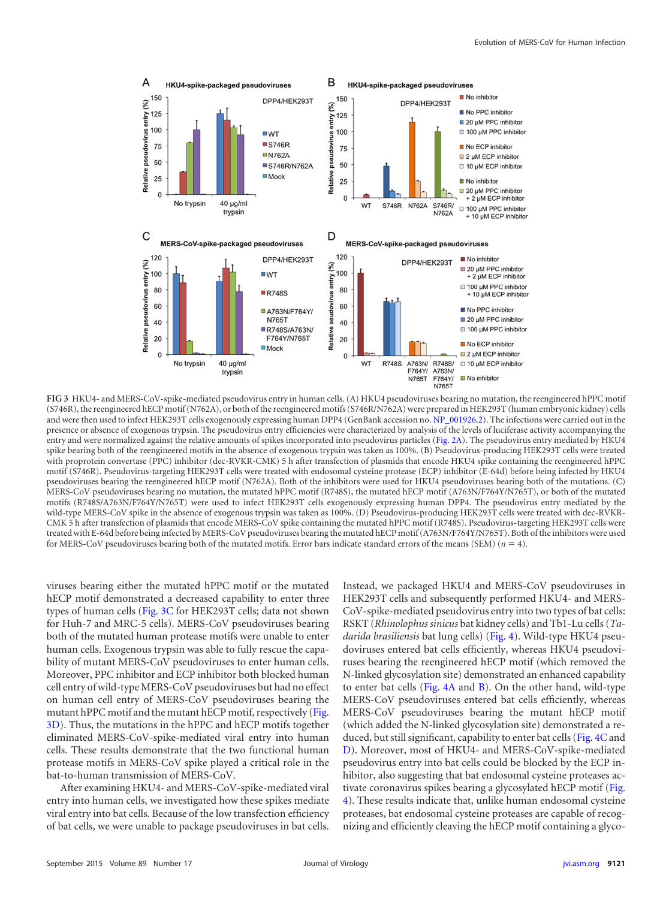FIG 3 HKU4- and MERS-CoV-spike-mediated pseudovirus entry in human cells. (A) HKU4 pseudoviruses bearing no mutation, the reengineered hPPC motif (S746R), the reengineered hECP motif (N762A), or both of the reengineered motifs (S746R/N762A) were prepared in HEK293T (human embryonic kidney) cells and were then used to infect HEK293T cells exogenously expressing human DPP4 (GenBank accession no. NP_001926.2). The infections were carried out in the presence or absence of exogenous trypsin. The pseudovirus entry efficiencies were characterized by analysis of the levels of luciferase activity accompanying the entry and were normalized against the relative amounts of spikes incorporated into pseudovirus particles (Fig. 2A). The pseudovirus entry mediated by HKU4 spike bearing both of the reengineered motifs in the absence of exogenous trypsin was taken as 100%. (B) Pseudovirus-producing HEK293T cells were treated with proprotein convertase (PPC) inhibitor (dec-RVKR-CMK) 5 h after transfection of plasmids that encode HKU4 spike containing the reengineered hPPC motif (S746R). Pseudovirus-targeting HEK293T cells were treated with endosomal cysteine protease (ECP) inhibitor (E-64d) before being infected by HKU4 pseudoviruses bearing the reengineered hECP motif (N762A). Both of the inhibitors were used for HKU4 pseudoviruses bearing both of the mutations. (C) MERS-CoV pseudoviruses bearing no mutation, the mutated hPPC motif (R748S), the mutated hECP motif (A763N/F764Y/N765T), or both of the mutated motifs (R748S/A763N/F764Y/N765T) were used to infect HEK293T cells exogenously expressing human DPP4. The pseudovirus entry mediated by the wild-type MERS-CoV spike in the absence of exogenous trypsin was taken as 100%. (D) Pseudovirus-producing HEK293T cells were treated with dec-RVKR-CMK 5 h after transfection of plasmids that encode MERS-CoV spike containing the mutated hPPC motif (R748S). Pseudovirus-targeting HEK293T cells were treated with E-64d before being infected by MERS-CoV pseudoviruses bearing the mutated hECP motif (A763N/F764Y/N765T). Both of the inhibitors were used for MERS-CoV pseudoviruses bearing both of the mutated motifs. Error bars indicate standard errors of the means (SEM) ($n = 4$).

viruses bearing either the mutated hPPC motif or the mutated hECP motif demonstrated a decreased capability to enter three types of human cells (Fig. 3C for HEK293T cells; data not shown for Huh-7 and MRC-5 cells). MERS-CoV pseudoviruses bearing both of the mutated human protease motifs were unable to enter human cells. Exogenous trypsin was able to fully rescue the capability of mutant MERS-CoV pseudoviruses to enter human cells. Moreover, PPC inhibitor and ECP inhibitor both blocked human cell entry of wild-type MERS-CoV pseudoviruses but had no effect on human cell entry of MERS-CoV pseudoviruses bearing the mutant hPPC motif and the mutant hECP motif, respectively (Fig. 3D). Thus, the mutations in the hPPC and hECP motifs together eliminated MERS-CoV-spike-mediated viral entry into human cells. These results demonstrate that the two functional human protease motifs in MERS-CoV spike played a critical role in the bat-to-human transmission of MERS-CoV.

After examining HKU4- and MERS-CoV-spike-mediated viral entry into human cells, we investigated how these spikes mediate viral entry into bat cells. Because of the low transfection efficiency of bat cells, we were unable to package pseudoviruses in bat cells. Instead, we packaged HKU4 and MERS-CoV pseudoviruses in HEK293T cells and subsequently performed HKU4- and MERS-CoV-spike-mediated pseudovirus entry into two types of bat cells: RSKT (*Rhinolophus sinicus* bat kidney cells) and Tb1-Lu cells (*Tadarida brasiliensis* bat lung cells) (Fig. 4). Wild-type HKU4 pseudoviruses entered bat cells efficiently, whereas HKU4 pseudoviruses bearing the reengineered hECP motif (which removed the N-linked glycosylation site) demonstrated an enhanced capability to enter bat cells (Fig. 4A and B). On the other hand, wild-type MERS-CoV pseudoviruses entered bat cells efficiently, whereas MERS-CoV pseudoviruses bearing the mutant hECP motif (which added the N-linked glycosylation site) demonstrated a reduced, but still significant, capability to enter bat cells (Fig. 4C and D). Moreover, most of HKU4- and MERS-CoV-spike-mediated pseudovirus entry into bat cells could be blocked by the ECP inhibitor, also suggesting that bat endosomal cysteine proteases activate coronavirus spikes bearing a glycosylated hECP motif (Fig. 4). These results indicate that, unlike human endosomal cysteine proteases, bat endosomal cysteine proteases are capable of recognizing and efficiently cleaving the hECP motif containing a glyco-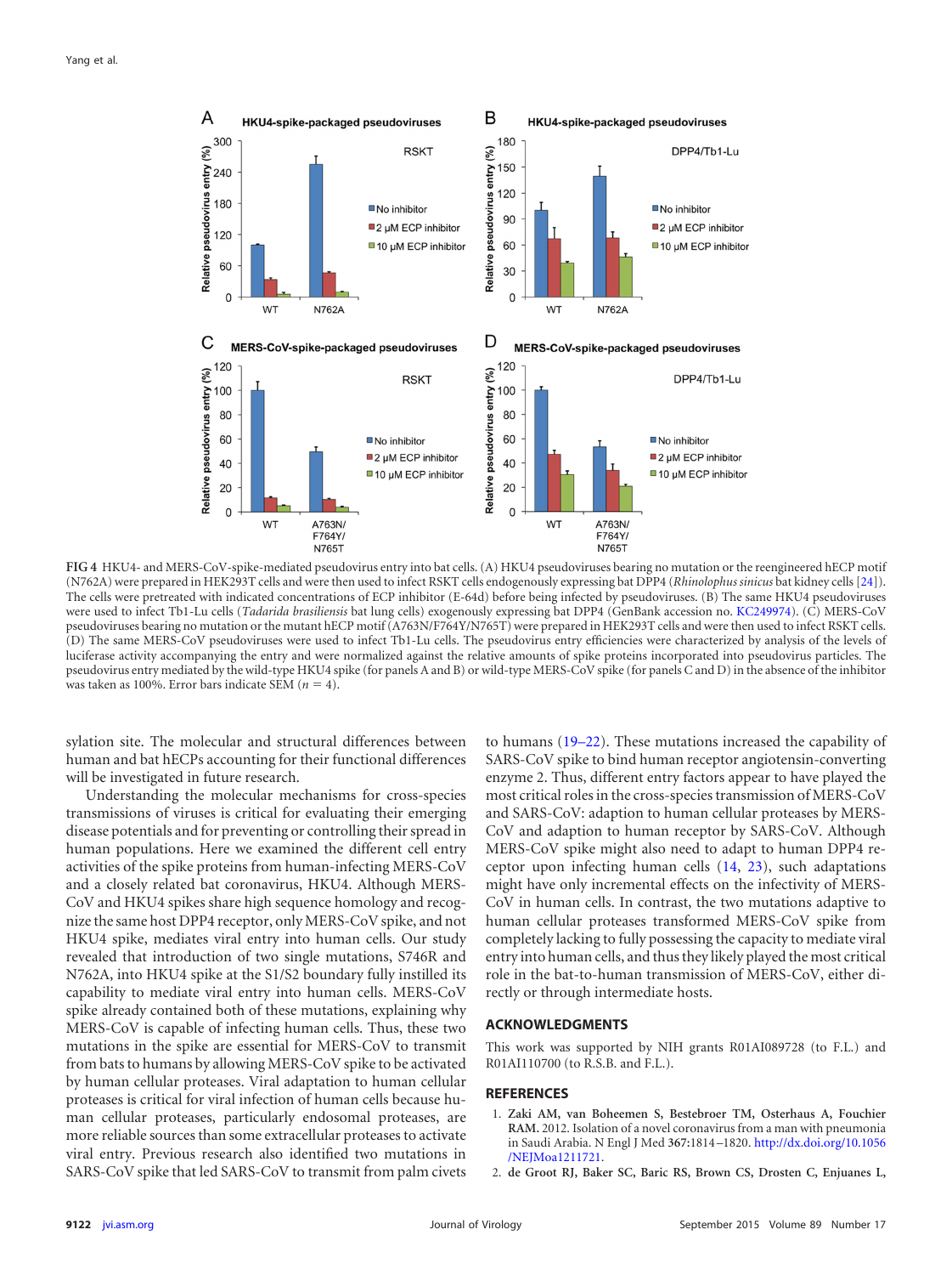**FIG 4** HKU4- and MERS-CoV-spike-mediated pseudovirus entry into bat cells. (A) HKU4 pseudoviruses bearing no mutation or the reengineered hECP motif (N762A) were prepared in HEK293T cells and were then used to infect RSKT cells endogenously expressing bat DPP4 (*Rhinolophus sinicus* bat kidney cells [24]). The cells were pretreated with indicated concentrations of ECP inhibitor (E-64d) before being infected by pseudoviruses. (B) The same HKU4 pseudoviruses were used to infect Tb1-Lu cells (*Tadarida brasiliensis* bat lung cells) exogenously expressing bat DPP4 (GenBank accession no. KC249974). (C) MERS-CoV pseudoviruses bearing no mutation or the mutant hECP motif (A763N/F764Y/N765T) were prepared in HEK293T cells and were then used to infect RSKT cells. (D) The same MERS-CoV pseudoviruses were used to infect Tb1-Lu cells. The pseudovirus entry efficiencies were characterized by analysis of the levels of luciferase activity accompanying the entry and were normalized against the relative amounts of spike proteins incorporated into pseudovirus particles. The pseudovirus entry mediated by the wild-type HKU4 spike (for panels A and B) or wild-type MERS-CoV spike (for panels C and D) in the absence of the inhibitor was taken as 100%. Error bars indicate SEM ($n = 4$).

sylation site. The molecular and structural differences between human and bat hECPs accounting for their functional differences will be investigated in future research.

Understanding the molecular mechanisms for cross-species transmissions of viruses is critical for evaluating their emerging disease potentials and for preventing or controlling their spread in human populations. Here we examined the different cell entry activities of the spike proteins from human-infecting MERS-CoV and a closely related bat coronavirus, HKU4. Although MERS-CoV and HKU4 spikes share high sequence homology and recognize the same host DPP4 receptor, only MERS-CoV spike, and not HKU4 spike, mediates viral entry into human cells. Our study revealed that introduction of two single mutations, S746R and N762A, into HKU4 spike at the S1/S2 boundary fully instilled its capability to mediate viral entry into human cells. MERS-CoV spike already contained both of these mutations, explaining why MERS-CoV is capable of infecting human cells. Thus, these two mutations in the spike are essential for MERS-CoV to transmit from bats to humans by allowing MERS-CoV spike to be activated by human cellular proteases. Viral adaptation to human cellular proteases is critical for viral infection of human cells because human cellular proteases, particularly endosomal proteases, are more reliable sources than some extracellular proteases to activate viral entry. Previous research also identified two mutations in SARS-CoV spike that led SARS-CoV to transmit from palm civets to humans (19–22). These mutations increased the capability of SARS-CoV spike to bind human receptor angiotensin-converting enzyme 2. Thus, different entry factors appear to have played the most critical roles in the cross-species transmission of MERS-CoV and SARS-CoV: adaptation to human cellular proteases by MERS-CoV and adaption to human receptor by SARS-CoV. Although MERS-CoV spike might also need to adapt to human DPP4 receptor upon infecting human cells (14, 23), such adaptations might have only incremental effects on the infectivity of MERS-CoV in human cells. In contrast, the two mutations adaptive to human cellular proteases transformed MERS-CoV spike from completely lacking to fully possessing the capacity to mediate viral entry into human cells, and thus they likely played the most critical role in the bat-to-human transmission of MERS-CoV, either directly or through intermediate hosts.

## ACKNOWLEDGMENTS

This work was supported by NIH grants R01AI089728 (to F.L.) and R01AI110700 (to R.S.B. and F.L.).

## REFERENCES

1. **Zaki AM, van Boheemen S, Bestebroer TM, Osterhaus A, Fouchier RAM.** 2012. Isolation of a novel coronavirus from a man with pneumonia in Saudi Arabia. N Engl J Med **367:**1814–1820. http://dx.doi.org/10.1056/NEJMoa1211721.
2. **de Groot RJ, Baker SC, Baric RS, Brown CS, Drosten C, Enjuanes L,**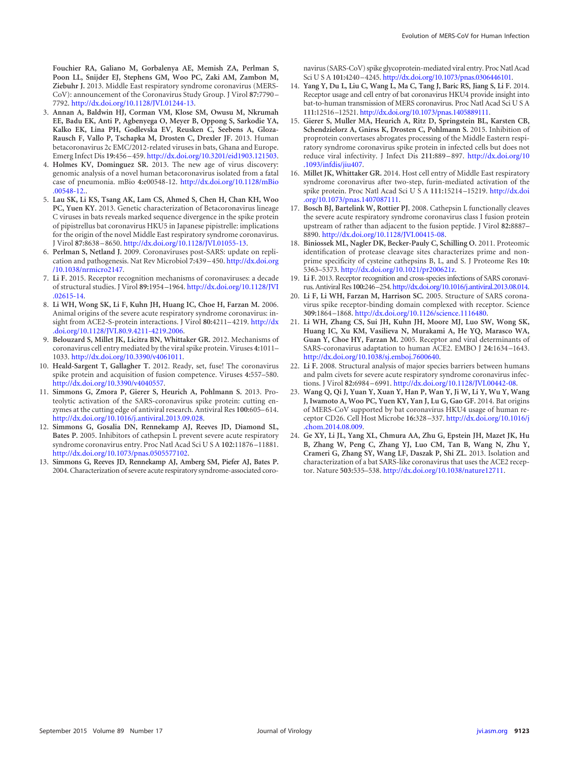Fouchier RA, Galiano M, Gorbalenya AE, Memish ZA, Perlman S, Poon LL, Snijder EJ, Stephens GM, Woo PC, Zaki AM, Zambon M, Ziebuhr J. 2013. Middle East respiratory syndrome coronavirus (MERS-CoV): announcement of the Coronavirus Study Group. J Virol 87:7790–7792. http://dx.doi.org/10.1128/JVI.01244-13.

3. Annan A, Baldwin HJ, Corman VM, Klose SM, Owusu M, Nkrumah EE, Badu EK, Anti P, Agbenyega O, Meyer B, Oppong S, Sarkodie YA, Kalko EK, Lina PH, Godlevska EV, Reusken C, Seebens A, Gloza-Rausch F, Vallo P, Tschapka M, Drosten C, Drexler JF. 2013. Human betacoronavirus 2c EMC/2012-related viruses in bats, Ghana and Europe. Emerg Infect Dis 19:456–459. http://dx.doi.org/10.3201/eid1903.121503.
4. Holmes KV, Dominguez SR. 2013. The new age of virus discovery: genomic analysis of a novel human betacoronavirus isolated from a fatal case of pneumonia. mBio 4:e00548-12. http://dx.doi.org/10.1128/mBio.00548-12..
5. Lau SK, Li KS, Tsang AK, Lam CS, Ahmed S, Chen H, Chan KH, Woo PC, Yuen KY. 2013. Genetic characterization of Betacoronavirus lineage C viruses in bats reveals marked sequence divergence in the spike protein of pipistrellus bat coronavirus HKU5 in Japanese pipistrelle: implications for the origin of the novel Middle East respiratory syndrome coronavirus. J Virol 87:8638–8650. http://dx.doi.org/10.1128/JVI.01055-13.
6. Perlman S, Netland J. 2009. Coronaviruses post-SARS: update on replication and pathogenesis. Nat Rev Microbiol 7:439–450. http://dx.doi.org/10.1038/nrmicro2147.
7. Li F. 2015. Receptor recognition mechanisms of coronaviruses: a decade of structural studies. J Virol 89:1954–1964. http://dx.doi.org/10.1128/JVI.02615-14.
8. Li WH, Wong SK, Li F, Kuhn JH, Huang IC, Choe H, Farzan M. 2006. Animal origins of the severe acute respiratory syndrome coronavirus: insight from ACE2-S-protein interactions. J Virol 80:4211–4219. http://dx.doi.org/10.1128/JVI.80.9.4211-4219.2006.
9. Belouzard S, Millet JK, Licitra BN, Whittaker GR. 2012. Mechanisms of coronavirus cell entry mediated by the viral spike protein. Viruses 4:1011–1033. http://dx.doi.org/10.3390/v4061011.
10. Heald-Sargent T, Gallagher T. 2012. Ready, set, fuse! The coronavirus spike protein and acquisition of fusion competence. Viruses 4:557–580. http://dx.doi.org/10.3390/v4040557.
11. Simmons G, Zmora P, Gierer S, Heurich A, Pohlmann S. 2013. Proteolytic activation of the SARS-coronavirus spike protein: cutting enzymes at the cutting edge of antiviral research. Antiviral Res 100:605–614. http://dx.doi.org/10.1016/j.antiviral.2013.09.028.
12. Simmons G, Gosalia DN, Rennekamp AJ, Reeves JD, Diamond SL, Bates P. 2005. Inhibitors of cathepsin L prevent severe acute respiratory syndrome coronavirus entry. Proc Natl Acad Sci U S A 102:11876–11881. http://dx.doi.org/10.1073/pnas.0505577102.
13. Simmons G, Reeves JD, Rennekamp AJ, Amberg SM, Piefer AJ, Bates P. 2004. Characterization of severe acute respiratory syndrome-associated coronavirus (SARS-CoV) spike glycoprotein-mediated viral entry. Proc Natl Acad Sci U S A 101:4240–4245. http://dx.doi.org/10.1073/pnas.0306446101.
14. Yang Y, Du L, Liu C, Wang L, Ma C, Tang J, Baric RS, Jiang S, Li F. 2014. Receptor usage and cell entry of bat coronavirus HKU4 provide insight into bat-to-human transmission of MERS coronavirus. Proc Natl Acad Sci U S A 111:12516–12521. http://dx.doi.org/10.1073/pnas.1405889111.
15. Gierer S, Muller MA, Heurich A, Ritz D, Springstein BL, Karsten CB, Schendzielorz A, Gnirss K, Drosten C, Pohlmann S. 2015. Inhibition of proprotein convertases abrogates processing of the Middle Eastern respiratory syndrome coronavirus spike protein in infected cells but does not reduce viral infectivity. J Infect Dis 211:889–897. http://dx.doi.org/10.1093/infdis/jiu407.
16. Millet JK, Whittaker GR. 2014. Host cell entry of Middle East respiratory syndrome coronavirus after two-step, furin-mediated activation of the spike protein. Proc Natl Acad Sci U S A 111:15214–15219. http://dx.doi.org/10.1073/pnas.1407087111.
17. Bosch BJ, Bartelink W, Rottier PJ. 2008. Cathepsin L functionally cleaves the severe acute respiratory syndrome coronavirus class I fusion protein upstream of rather than adjacent to the fusion peptide. J Virol 82:8887–8890. http://dx.doi.org/10.1128/JVI.00415-08.
18. Biniossek ML, Nagler DK, Becker-Pauly C, Schilling O. 2011. Proteomic identification of protease cleavage sites characterizes prime and non-prime specificity of cysteine cathepsins B, L, and S. J Proteome Res 10:5363–5373. http://dx.doi.org/10.1021/pr200621z.
19. Li F. 2013. Receptor recognition and cross-species infections of SARS coronavirus. Antiviral Res 100:246–254. http://dx.doi.org/10.1016/j.antiviral.2013.08.014.
20. Li F, Li WH, Farzan M, Harrison SC. 2005. Structure of SARS coronavirus spike receptor-binding domain complexed with receptor. Science 309:1864–1868. http://dx.doi.org/10.1126/science.1116480.
21. Li WH, Zhang CS, Sui JH, Kuhn JH, Moore MJ, Luo SW, Wong SK, Huang IC, Xu KM, Vasilieva N, Murakami A, He YQ, Marasco WA, Guan Y, Choe HY, Farzan M. 2005. Receptor and viral determinants of SARS-coronavirus adaptation to human ACE2. EMBO J 24:1634–1643. http://dx.doi.org/10.1038/sj.emboj.7600640.
22. Li F. 2008. Structural analysis of major species barriers between humans and palm civets for severe acute respiratory syndrome coronavirus infections. J Virol 82:6984–6991. http://dx.doi.org/10.1128/JVI.00442-08.
23. Wang Q, Qi J, Yuan Y, Xuan Y, Han P, Wan Y, Ji W, Li Y, Wu Y, Wang J, Iwamoto A, Woo PC, Yuen KY, Yan J, Lu G, Gao GF. 2014. Bat origins of MERS-CoV supported by bat coronavirus HKU4 usage of human receptor CD26. Cell Host Microbe 16:328–337. http://dx.doi.org/10.1016/j.chom.2014.08.009.
24. Ge XY, Li JL, Yang XL, Chmura AA, Zhu G, Epstein JH, Mazet JK, Hu B, Zhang W, Peng C, Zhang YJ, Luo CM, Tan B, Wang N, Zhu Y, Crameri G, Zhang SY, Wang LF, Daszak P, Shi ZL. 2013. Isolation and characterization of a bat SARS-like coronavirus that uses the ACE2 receptor. Nature 503:535–538. http://dx.doi.org/10.1038/nature12711.